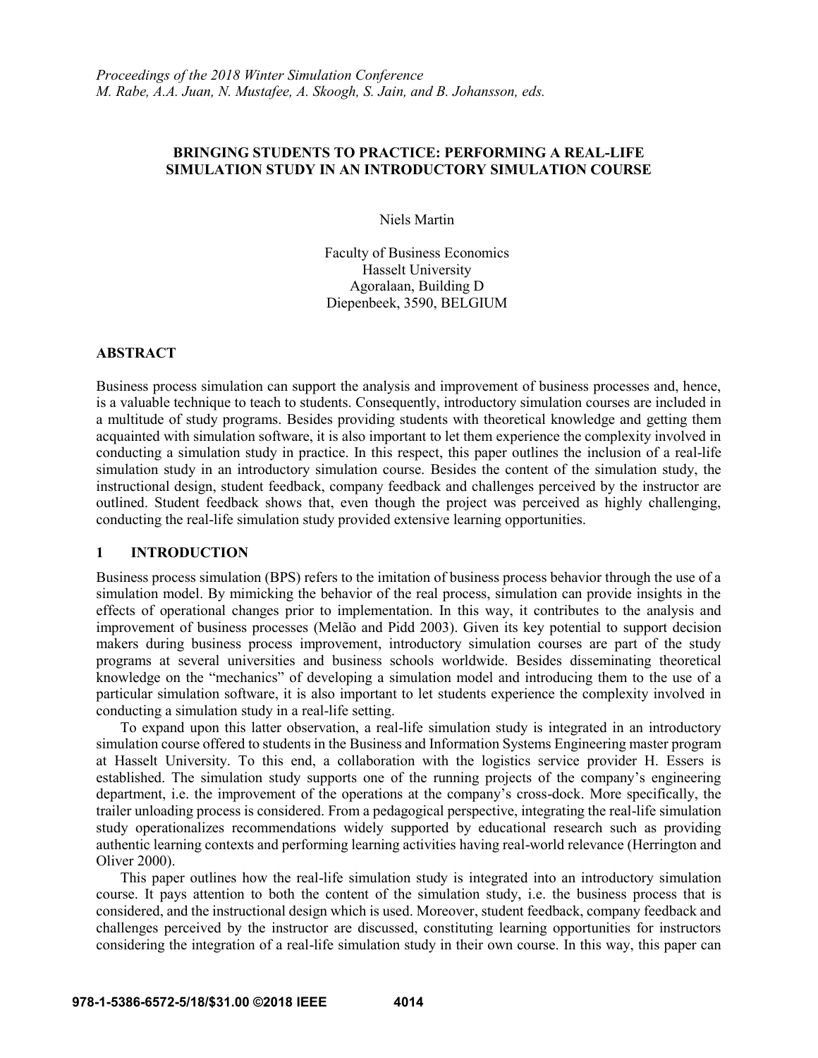*Proceedings of the 2018 Winter Simulation Conference*
*M. Rabe, A.A. Juan, N. Mustafee, A. Skoogh, S. Jain, and B. Johansson, eds.*

# BRINGING STUDENTS TO PRACTICE: PERFORMING A REAL-LIFE SIMULATION STUDY IN AN INTRODUCTORY SIMULATION COURSE

Niels Martin

Faculty of Business Economics
Hasselt University
Agoralaan, Building D
Diepenbeek, 3590, BELGIUM

## ABSTRACT

Business process simulation can support the analysis and improvement of business processes and, hence, is a valuable technique to teach to students. Consequently, introductory simulation courses are included in a multitude of study programs. Besides providing students with theoretical knowledge and getting them acquainted with simulation software, it is also important to let them experience the complexity involved in conducting a simulation study in practice. In this respect, this paper outlines the inclusion of a real-life simulation study in an introductory simulation course. Besides the content of the simulation study, the instructional design, student feedback, company feedback and challenges perceived by the instructor are outlined. Student feedback shows that, even though the project was perceived as highly challenging, conducting the real-life simulation study provided extensive learning opportunities.

## 1 INTRODUCTION

Business process simulation (BPS) refers to the imitation of business process behavior through the use of a simulation model. By mimicking the behavior of the real process, simulation can provide insights in the effects of operational changes prior to implementation. In this way, it contributes to the analysis and improvement of business processes (Melão and Pidd 2003). Given its key potential to support decision makers during business process improvement, introductory simulation courses are part of the study programs at several universities and business schools worldwide. Besides disseminating theoretical knowledge on the "mechanics" of developing a simulation model and introducing them to the use of a particular simulation software, it is also important to let students experience the complexity involved in conducting a simulation study in a real-life setting.

To expand upon this latter observation, a real-life simulation study is integrated in an introductory simulation course offered to students in the Business and Information Systems Engineering master program at Hasselt University. To this end, a collaboration with the logistics service provider H. Essers is established. The simulation study supports one of the running projects of the company's engineering department, i.e. the improvement of the operations at the company's cross-dock. More specifically, the trailer unloading process is considered. From a pedagogical perspective, integrating the real-life simulation study operationalizes recommendations widely supported by educational research such as providing authentic learning contexts and performing learning activities having real-world relevance (Herrington and Oliver 2000).

This paper outlines how the real-life simulation study is integrated into an introductory simulation course. It pays attention to both the content of the simulation study, i.e. the business process that is considered, and the instructional design which is used. Moreover, student feedback, company feedback and challenges perceived by the instructor are discussed, constituting learning opportunities for instructors considering the integration of a real-life simulation study in their own course. In this way, this paper can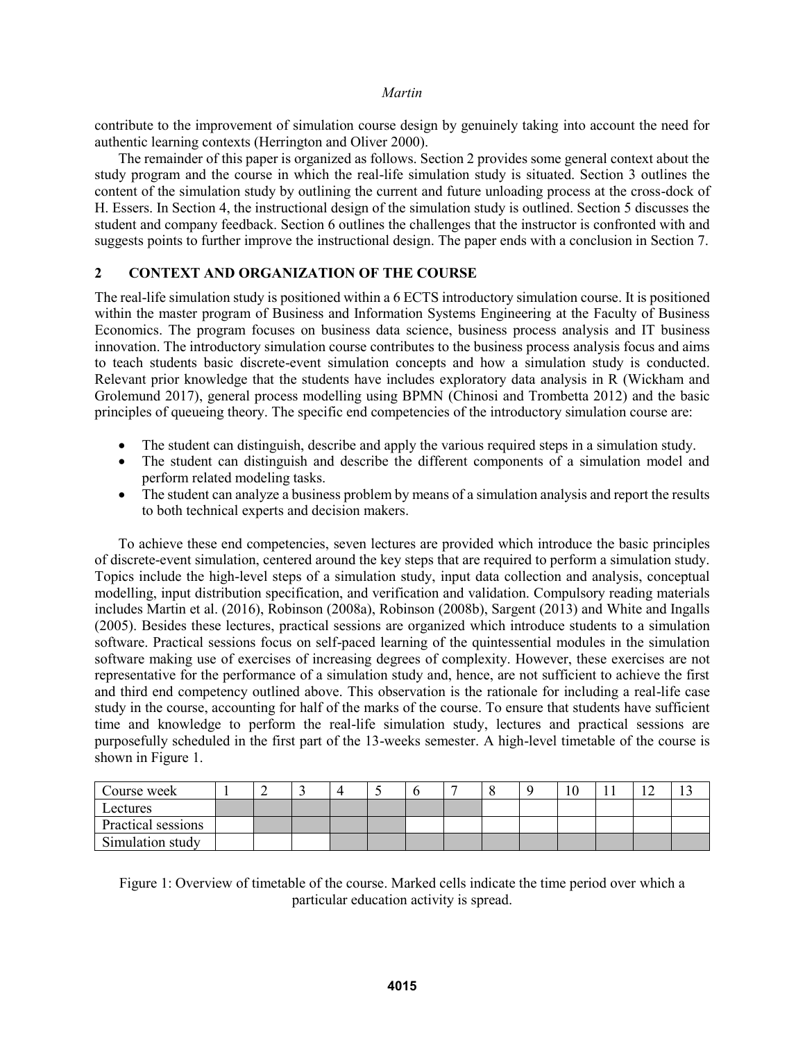contribute to the improvement of simulation course design by genuinely taking into account the need for authentic learning contexts (Herrington and Oliver 2000).

The remainder of this paper is organized as follows. Section 2 provides some general context about the study program and the course in which the real-life simulation study is situated. Section 3 outlines the content of the simulation study by outlining the current and future unloading process at the cross-dock of H. Essers. In Section 4, the instructional design of the simulation study is outlined. Section 5 discusses the student and company feedback. Section 6 outlines the challenges that the instructor is confronted with and suggests points to further improve the instructional design. The paper ends with a conclusion in Section 7.

## 2 CONTEXT AND ORGANIZATION OF THE COURSE

The real-life simulation study is positioned within a 6 ECTS introductory simulation course. It is positioned within the master program of Business and Information Systems Engineering at the Faculty of Business Economics. The program focuses on business data science, business process analysis and IT business innovation. The introductory simulation course contributes to the business process analysis focus and aims to teach students basic discrete-event simulation concepts and how a simulation study is conducted. Relevant prior knowledge that the students have includes exploratory data analysis in R (Wickham and Grolemund 2017), general process modelling using BPMN (Chinosi and Trombetta 2012) and the basic principles of queueing theory. The specific end competencies of the introductory simulation course are:

- The student can distinguish, describe and apply the various required steps in a simulation study.
- The student can distinguish and describe the different components of a simulation model and perform related modeling tasks.
- The student can analyze a business problem by means of a simulation analysis and report the results to both technical experts and decision makers.

To achieve these end competencies, seven lectures are provided which introduce the basic principles of discrete-event simulation, centered around the key steps that are required to perform a simulation study. Topics include the high-level steps of a simulation study, input data collection and analysis, conceptual modelling, input distribution specification, and verification and validation. Compulsory reading materials includes Martin et al. (2016), Robinson (2008a), Robinson (2008b), Sargent (2013) and White and Ingalls (2005). Besides these lectures, practical sessions are organized which introduce students to a simulation software. Practical sessions focus on self-paced learning of the quintessential modules in the simulation software making use of exercises of increasing degrees of complexity. However, these exercises are not representative for the performance of a simulation study and, hence, are not sufficient to achieve the first and third end competency outlined above. This observation is the rationale for including a real-life case study in the course, accounting for half of the marks of the course. To ensure that students have sufficient time and knowledge to perform the real-life simulation study, lectures and practical sessions are purposefully scheduled in the first part of the 13-weeks semester. A high-level timetable of the course is shown in Figure 1.

| Course week | 1 | 2 | 3 | 4 | 5 | 6 | 7 | 8 | 9 | 10 | 11 | 12 | 13 |
|---|---|---|---|---|---|---|---|---|---|---|---|---|---|
| Lectures | ■ | ■ | ■ | ■ | ■ | ■ | ■ | | | | | | |
| Practical sessions | | ■ | ■ | ■ | ■ | | | | | | | | |
| Simulation study | | | | ■ | ■ | ■ | ■ | ■ | ■ | ■ | ■ | ■ | ■ |

Figure 1: Overview of timetable of the course. Marked cells indicate the time period over which a particular education activity is spread.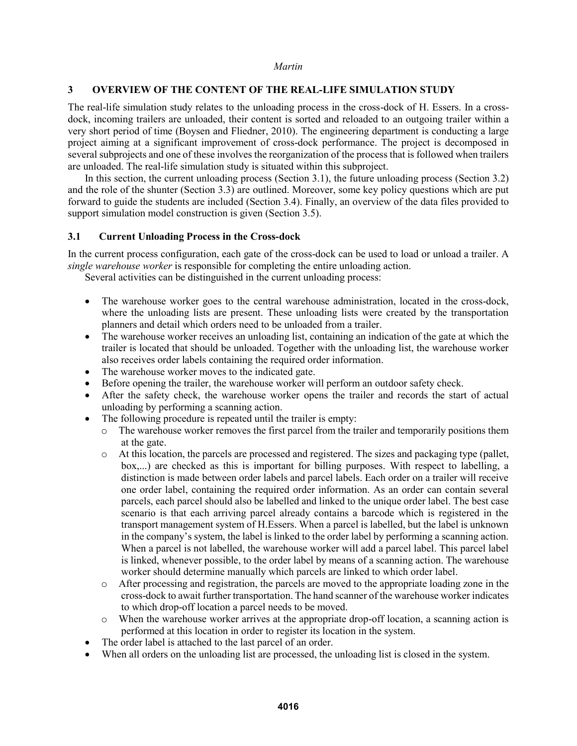## 3 OVERVIEW OF THE CONTENT OF THE REAL-LIFE SIMULATION STUDY

The real-life simulation study relates to the unloading process in the cross-dock of H. Essers. In a cross-dock, incoming trailers are unloaded, their content is sorted and reloaded to an outgoing trailer within a very short period of time (Boysen and Fliedner, 2010). The engineering department is conducting a large project aiming at a significant improvement of cross-dock performance. The project is decomposed in several subprojects and one of these involves the reorganization of the process that is followed when trailers are unloaded. The real-life simulation study is situated within this subproject.

In this section, the current unloading process (Section 3.1), the future unloading process (Section 3.2) and the role of the shunter (Section 3.3) are outlined. Moreover, some key policy questions which are put forward to guide the students are included (Section 3.4). Finally, an overview of the data files provided to support simulation model construction is given (Section 3.5).

### 3.1 Current Unloading Process in the Cross-dock

In the current process configuration, each gate of the cross-dock can be used to load or unload a trailer. A *single warehouse worker* is responsible for completing the entire unloading action.

Several activities can be distinguished in the current unloading process:

- The warehouse worker goes to the central warehouse administration, located in the cross-dock, where the unloading lists are present. These unloading lists were created by the transportation planners and detail which orders need to be unloaded from a trailer.
- The warehouse worker receives an unloading list, containing an indication of the gate at which the trailer is located that should be unloaded. Together with the unloading list, the warehouse worker also receives order labels containing the required order information.
- The warehouse worker moves to the indicated gate.
- Before opening the trailer, the warehouse worker will perform an outdoor safety check.
- After the safety check, the warehouse worker opens the trailer and records the start of actual unloading by performing a scanning action.
- The following procedure is repeated until the trailer is empty:
  - The warehouse worker removes the first parcel from the trailer and temporarily positions them at the gate.
  - At this location, the parcels are processed and registered. The sizes and packaging type (pallet, box,...) are checked as this is important for billing purposes. With respect to labelling, a distinction is made between order labels and parcel labels. Each order on a trailer will receive one order label, containing the required order information. As an order can contain several parcels, each parcel should also be labelled and linked to the unique order label. The best case scenario is that each arriving parcel already contains a barcode which is registered in the transport management system of H.Essers. When a parcel is labelled, but the label is unknown in the company's system, the label is linked to the order label by performing a scanning action. When a parcel is not labelled, the warehouse worker will add a parcel label. This parcel label is linked, whenever possible, to the order label by means of a scanning action. The warehouse worker should determine manually which parcels are linked to which order label.
  - After processing and registration, the parcels are moved to the appropriate loading zone in the cross-dock to await further transportation. The hand scanner of the warehouse worker indicates to which drop-off location a parcel needs to be moved.
  - When the warehouse worker arrives at the appropriate drop-off location, a scanning action is performed at this location in order to register its location in the system.
- The order label is attached to the last parcel of an order.
- When all orders on the unloading list are processed, the unloading list is closed in the system.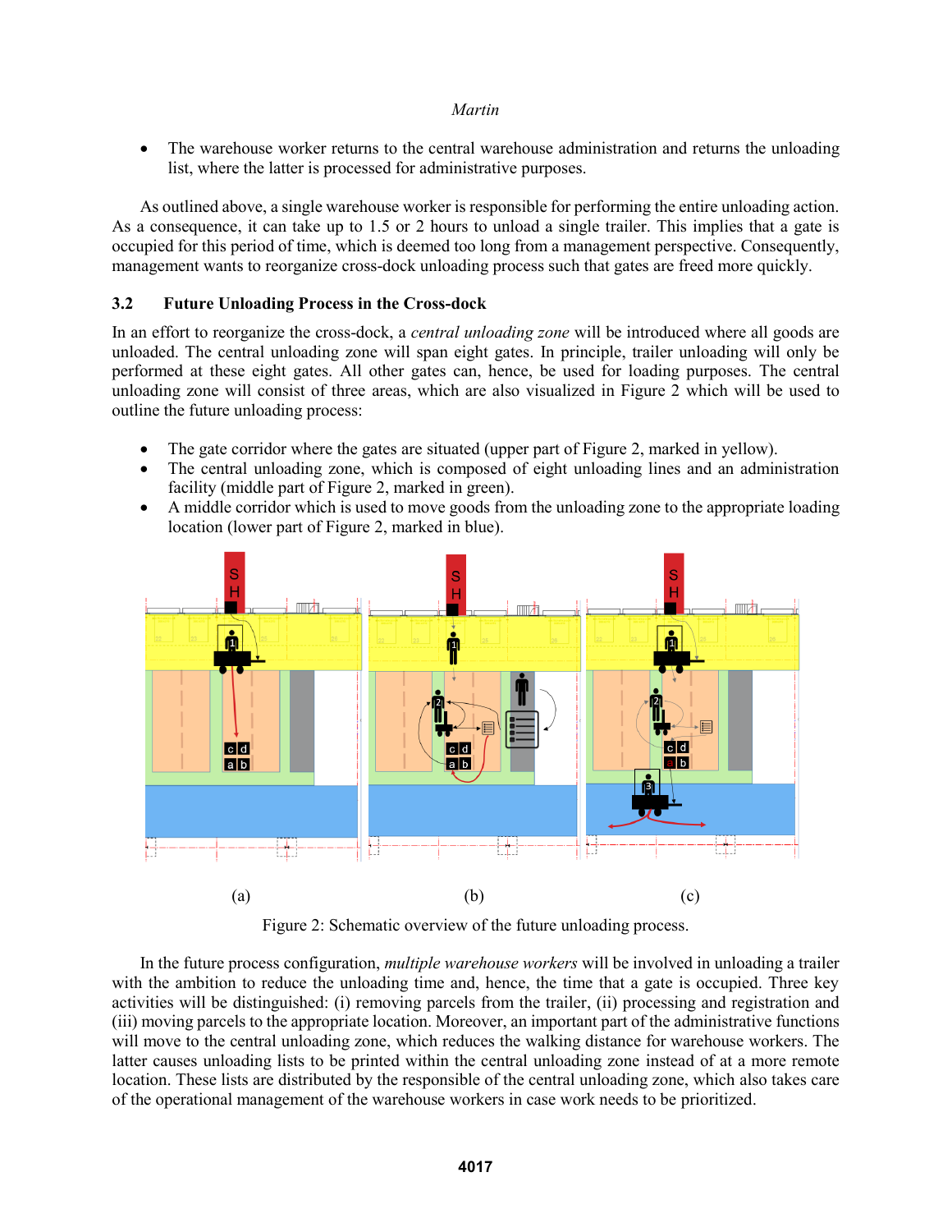- The warehouse worker returns to the central warehouse administration and returns the unloading list, where the latter is processed for administrative purposes.

As outlined above, a single warehouse worker is responsible for performing the entire unloading action. As a consequence, it can take up to 1.5 or 2 hours to unload a single trailer. This implies that a gate is occupied for this period of time, which is deemed too long from a management perspective. Consequently, management wants to reorganize cross-dock unloading process such that gates are freed more quickly.

### 3.2 Future Unloading Process in the Cross-dock

In an effort to reorganize the cross-dock, a *central unloading zone* will be introduced where all goods are unloaded. The central unloading zone will span eight gates. In principle, trailer unloading will only be performed at these eight gates. All other gates can, hence, be used for loading purposes. The central unloading zone will consist of three areas, which are also visualized in Figure 2 which will be used to outline the future unloading process:

- The gate corridor where the gates are situated (upper part of Figure 2, marked in yellow).
- The central unloading zone, which is composed of eight unloading lines and an administration facility (middle part of Figure 2, marked in green).
- A middle corridor which is used to move goods from the unloading zone to the appropriate loading location (lower part of Figure 2, marked in blue).

(a) (b) (c)

Figure 2: Schematic overview of the future unloading process.

In the future process configuration, *multiple warehouse workers* will be involved in unloading a trailer with the ambition to reduce the unloading time and, hence, the time that a gate is occupied. Three key activities will be distinguished: (i) removing parcels from the trailer, (ii) processing and registration and (iii) moving parcels to the appropriate location. Moreover, an important part of the administrative functions will move to the central unloading zone, which reduces the walking distance for warehouse workers. The latter causes unloading lists to be printed within the central unloading zone instead of at a more remote location. These lists are distributed by the responsible of the central unloading zone, which also takes care of the operational management of the warehouse workers in case work needs to be prioritized.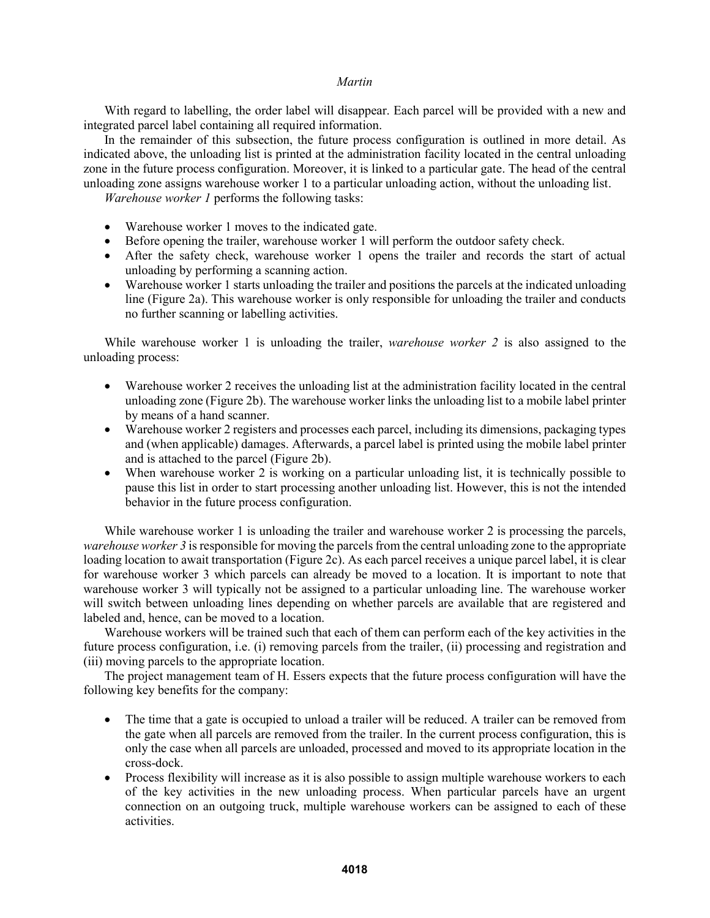With regard to labelling, the order label will disappear. Each parcel will be provided with a new and integrated parcel label containing all required information.

In the remainder of this subsection, the future process configuration is outlined in more detail. As indicated above, the unloading list is printed at the administration facility located in the central unloading zone in the future process configuration. Moreover, it is linked to a particular gate. The head of the central unloading zone assigns warehouse worker 1 to a particular unloading action, without the unloading list.

*Warehouse worker 1* performs the following tasks:

- Warehouse worker 1 moves to the indicated gate.
- Before opening the trailer, warehouse worker 1 will perform the outdoor safety check.
- After the safety check, warehouse worker 1 opens the trailer and records the start of actual unloading by performing a scanning action.
- Warehouse worker 1 starts unloading the trailer and positions the parcels at the indicated unloading line (Figure 2a). This warehouse worker is only responsible for unloading the trailer and conducts no further scanning or labelling activities.

While warehouse worker 1 is unloading the trailer, *warehouse worker 2* is also assigned to the unloading process:

- Warehouse worker 2 receives the unloading list at the administration facility located in the central unloading zone (Figure 2b). The warehouse worker links the unloading list to a mobile label printer by means of a hand scanner.
- Warehouse worker 2 registers and processes each parcel, including its dimensions, packaging types and (when applicable) damages. Afterwards, a parcel label is printed using the mobile label printer and is attached to the parcel (Figure 2b).
- When warehouse worker 2 is working on a particular unloading list, it is technically possible to pause this list in order to start processing another unloading list. However, this is not the intended behavior in the future process configuration.

While warehouse worker 1 is unloading the trailer and warehouse worker 2 is processing the parcels, *warehouse worker 3* is responsible for moving the parcels from the central unloading zone to the appropriate loading location to await transportation (Figure 2c). As each parcel receives a unique parcel label, it is clear for warehouse worker 3 which parcels can already be moved to a location. It is important to note that warehouse worker 3 will typically not be assigned to a particular unloading line. The warehouse worker will switch between unloading lines depending on whether parcels are available that are registered and labeled and, hence, can be moved to a location.

Warehouse workers will be trained such that each of them can perform each of the key activities in the future process configuration, i.e. (i) removing parcels from the trailer, (ii) processing and registration and (iii) moving parcels to the appropriate location.

The project management team of H. Essers expects that the future process configuration will have the following key benefits for the company:

- The time that a gate is occupied to unload a trailer will be reduced. A trailer can be removed from the gate when all parcels are removed from the trailer. In the current process configuration, this is only the case when all parcels are unloaded, processed and moved to its appropriate location in the cross-dock.
- Process flexibility will increase as it is also possible to assign multiple warehouse workers to each of the key activities in the new unloading process. When particular parcels have an urgent connection on an outgoing truck, multiple warehouse workers can be assigned to each of these activities.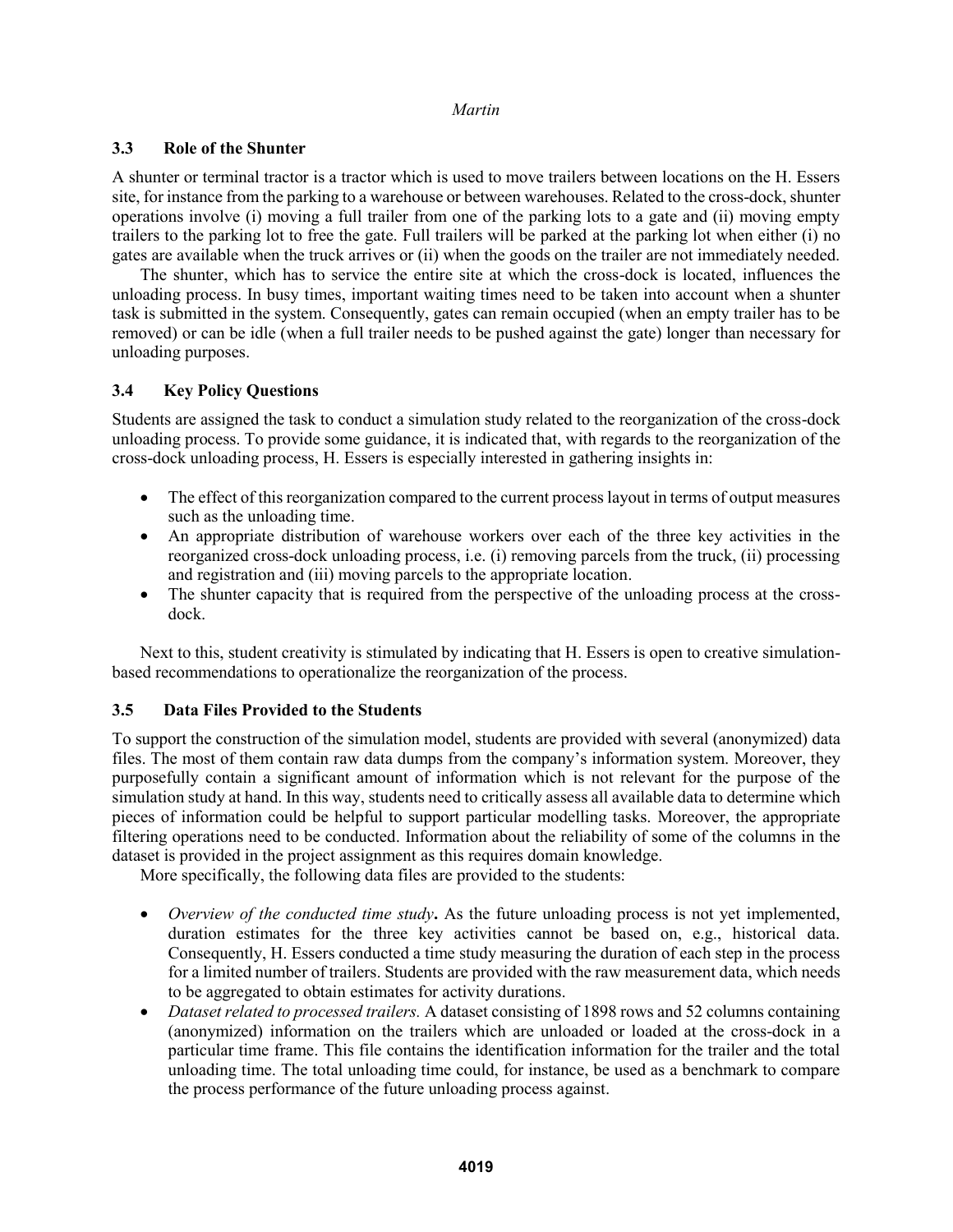### 3.3 Role of the Shunter

A shunter or terminal tractor is a tractor which is used to move trailers between locations on the H. Essers site, for instance from the parking to a warehouse or between warehouses. Related to the cross-dock, shunter operations involve (i) moving a full trailer from one of the parking lots to a gate and (ii) moving empty trailers to the parking lot to free the gate. Full trailers will be parked at the parking lot when either (i) no gates are available when the truck arrives or (ii) when the goods on the trailer are not immediately needed.

The shunter, which has to service the entire site at which the cross-dock is located, influences the unloading process. In busy times, important waiting times need to be taken into account when a shunter task is submitted in the system. Consequently, gates can remain occupied (when an empty trailer has to be removed) or can be idle (when a full trailer needs to be pushed against the gate) longer than necessary for unloading purposes.

### 3.4 Key Policy Questions

Students are assigned the task to conduct a simulation study related to the reorganization of the cross-dock unloading process. To provide some guidance, it is indicated that, with regards to the reorganization of the cross-dock unloading process, H. Essers is especially interested in gathering insights in:

- The effect of this reorganization compared to the current process layout in terms of output measures such as the unloading time.
- An appropriate distribution of warehouse workers over each of the three key activities in the reorganized cross-dock unloading process, i.e. (i) removing parcels from the truck, (ii) processing and registration and (iii) moving parcels to the appropriate location.
- The shunter capacity that is required from the perspective of the unloading process at the cross-dock.

Next to this, student creativity is stimulated by indicating that H. Essers is open to creative simulation-based recommendations to operationalize the reorganization of the process.

### 3.5 Data Files Provided to the Students

To support the construction of the simulation model, students are provided with several (anonymized) data files. The most of them contain raw data dumps from the company's information system. Moreover, they purposefully contain a significant amount of information which is not relevant for the purpose of the simulation study at hand. In this way, students need to critically assess all available data to determine which pieces of information could be helpful to support particular modelling tasks. Moreover, the appropriate filtering operations need to be conducted. Information about the reliability of some of the columns in the dataset is provided in the project assignment as this requires domain knowledge.

More specifically, the following data files are provided to the students:

- *Overview of the conducted time study***.** As the future unloading process is not yet implemented, duration estimates for the three key activities cannot be based on, e.g., historical data. Consequently, H. Essers conducted a time study measuring the duration of each step in the process for a limited number of trailers. Students are provided with the raw measurement data, which needs to be aggregated to obtain estimates for activity durations.
- *Dataset related to processed trailers.* A dataset consisting of 1898 rows and 52 columns containing (anonymized) information on the trailers which are unloaded or loaded at the cross-dock in a particular time frame. This file contains the identification information for the trailer and the total unloading time. The total unloading time could, for instance, be used as a benchmark to compare the process performance of the future unloading process against.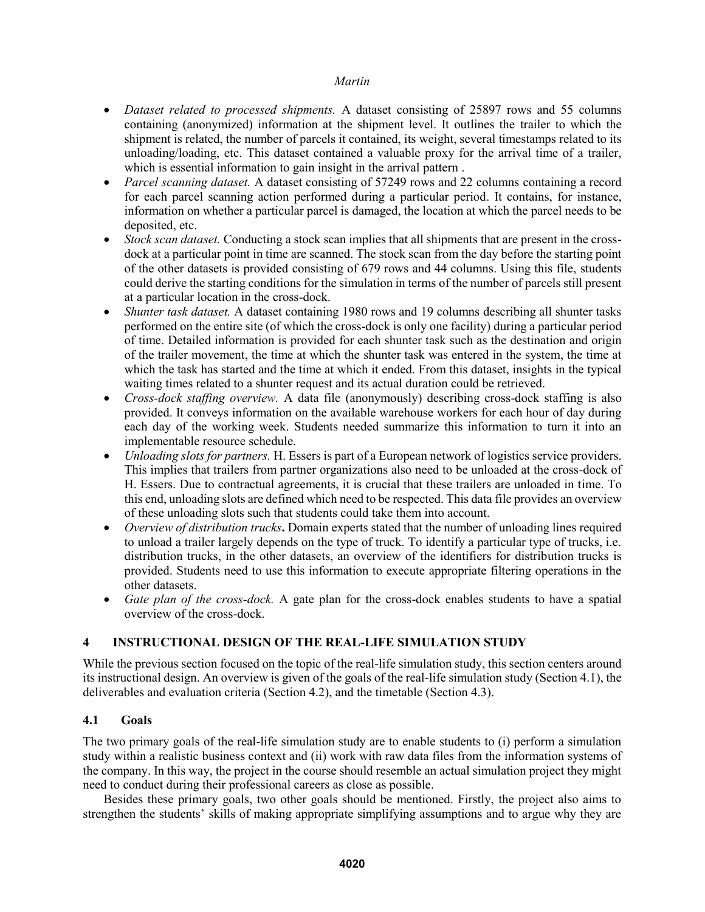- *Dataset related to processed shipments.* A dataset consisting of 25897 rows and 55 columns containing (anonymized) information at the shipment level. It outlines the trailer to which the shipment is related, the number of parcels it contained, its weight, several timestamps related to its unloading/loading, etc. This dataset contained a valuable proxy for the arrival time of a trailer, which is essential information to gain insight in the arrival pattern .
- *Parcel scanning dataset.* A dataset consisting of 57249 rows and 22 columns containing a record for each parcel scanning action performed during a particular period. It contains, for instance, information on whether a particular parcel is damaged, the location at which the parcel needs to be deposited, etc.
- *Stock scan dataset.* Conducting a stock scan implies that all shipments that are present in the cross-dock at a particular point in time are scanned. The stock scan from the day before the starting point of the other datasets is provided consisting of 679 rows and 44 columns. Using this file, students could derive the starting conditions for the simulation in terms of the number of parcels still present at a particular location in the cross-dock.
- *Shunter task dataset.* A dataset containing 1980 rows and 19 columns describing all shunter tasks performed on the entire site (of which the cross-dock is only one facility) during a particular period of time. Detailed information is provided for each shunter task such as the destination and origin of the trailer movement, the time at which the shunter task was entered in the system, the time at which the task has started and the time at which it ended. From this dataset, insights in the typical waiting times related to a shunter request and its actual duration could be retrieved.
- *Cross-dock staffing overview.* A data file (anonymously) describing cross-dock staffing is also provided. It conveys information on the available warehouse workers for each hour of day during each day of the working week. Students needed summarize this information to turn it into an implementable resource schedule.
- *Unloading slots for partners.* H. Essers is part of a European network of logistics service providers. This implies that trailers from partner organizations also need to be unloaded at the cross-dock of H. Essers. Due to contractual agreements, it is crucial that these trailers are unloaded in time. To this end, unloading slots are defined which need to be respected. This data file provides an overview of these unloading slots such that students could take them into account.
- *Overview of distribution trucks***.** Domain experts stated that the number of unloading lines required to unload a trailer largely depends on the type of truck. To identify a particular type of trucks, i.e. distribution trucks, in the other datasets, an overview of the identifiers for distribution trucks is provided. Students need to use this information to execute appropriate filtering operations in the other datasets.
- *Gate plan of the cross-dock.* A gate plan for the cross-dock enables students to have a spatial overview of the cross-dock.

## 4 INSTRUCTIONAL DESIGN OF THE REAL-LIFE SIMULATION STUDY

While the previous section focused on the topic of the real-life simulation study, this section centers around its instructional design. An overview is given of the goals of the real-life simulation study (Section 4.1), the deliverables and evaluation criteria (Section 4.2), and the timetable (Section 4.3).

### 4.1 Goals

The two primary goals of the real-life simulation study are to enable students to (i) perform a simulation study within a realistic business context and (ii) work with raw data files from the information systems of the company. In this way, the project in the course should resemble an actual simulation project they might need to conduct during their professional careers as close as possible.

Besides these primary goals, two other goals should be mentioned. Firstly, the project also aims to strengthen the students' skills of making appropriate simplifying assumptions and to argue why they are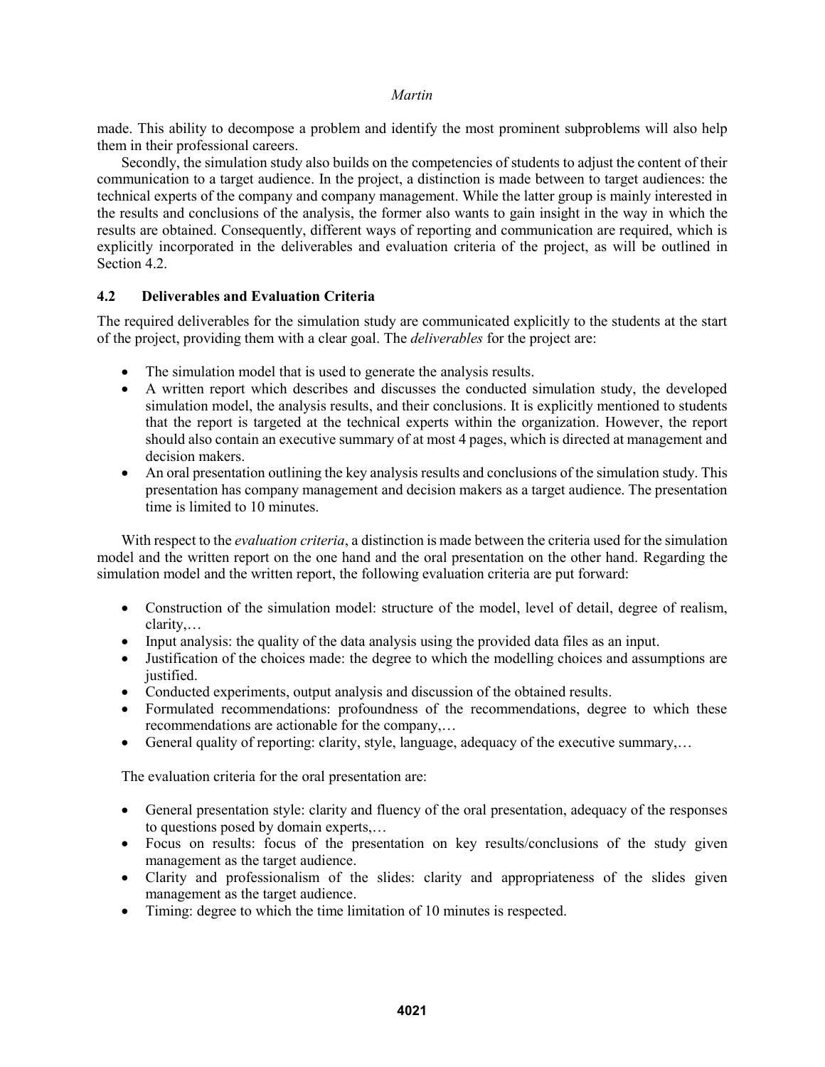made. This ability to decompose a problem and identify the most prominent subproblems will also help them in their professional careers.

Secondly, the simulation study also builds on the competencies of students to adjust the content of their communication to a target audience. In the project, a distinction is made between to target audiences: the technical experts of the company and company management. While the latter group is mainly interested in the results and conclusions of the analysis, the former also wants to gain insight in the way in which the results are obtained. Consequently, different ways of reporting and communication are required, which is explicitly incorporated in the deliverables and evaluation criteria of the project, as will be outlined in Section 4.2.

### 4.2 Deliverables and Evaluation Criteria

The required deliverables for the simulation study are communicated explicitly to the students at the start of the project, providing them with a clear goal. The *deliverables* for the project are:

- The simulation model that is used to generate the analysis results.
- A written report which describes and discusses the conducted simulation study, the developed simulation model, the analysis results, and their conclusions. It is explicitly mentioned to students that the report is targeted at the technical experts within the organization. However, the report should also contain an executive summary of at most 4 pages, which is directed at management and decision makers.
- An oral presentation outlining the key analysis results and conclusions of the simulation study. This presentation has company management and decision makers as a target audience. The presentation time is limited to 10 minutes.

With respect to the *evaluation criteria*, a distinction is made between the criteria used for the simulation model and the written report on the one hand and the oral presentation on the other hand. Regarding the simulation model and the written report, the following evaluation criteria are put forward:

- Construction of the simulation model: structure of the model, level of detail, degree of realism, clarity,…
- Input analysis: the quality of the data analysis using the provided data files as an input.
- Justification of the choices made: the degree to which the modelling choices and assumptions are justified.
- Conducted experiments, output analysis and discussion of the obtained results.
- Formulated recommendations: profoundness of the recommendations, degree to which these recommendations are actionable for the company,…
- General quality of reporting: clarity, style, language, adequacy of the executive summary,…

The evaluation criteria for the oral presentation are:

- General presentation style: clarity and fluency of the oral presentation, adequacy of the responses to questions posed by domain experts,…
- Focus on results: focus of the presentation on key results/conclusions of the study given management as the target audience.
- Clarity and professionalism of the slides: clarity and appropriateness of the slides given management as the target audience.
- Timing: degree to which the time limitation of 10 minutes is respected.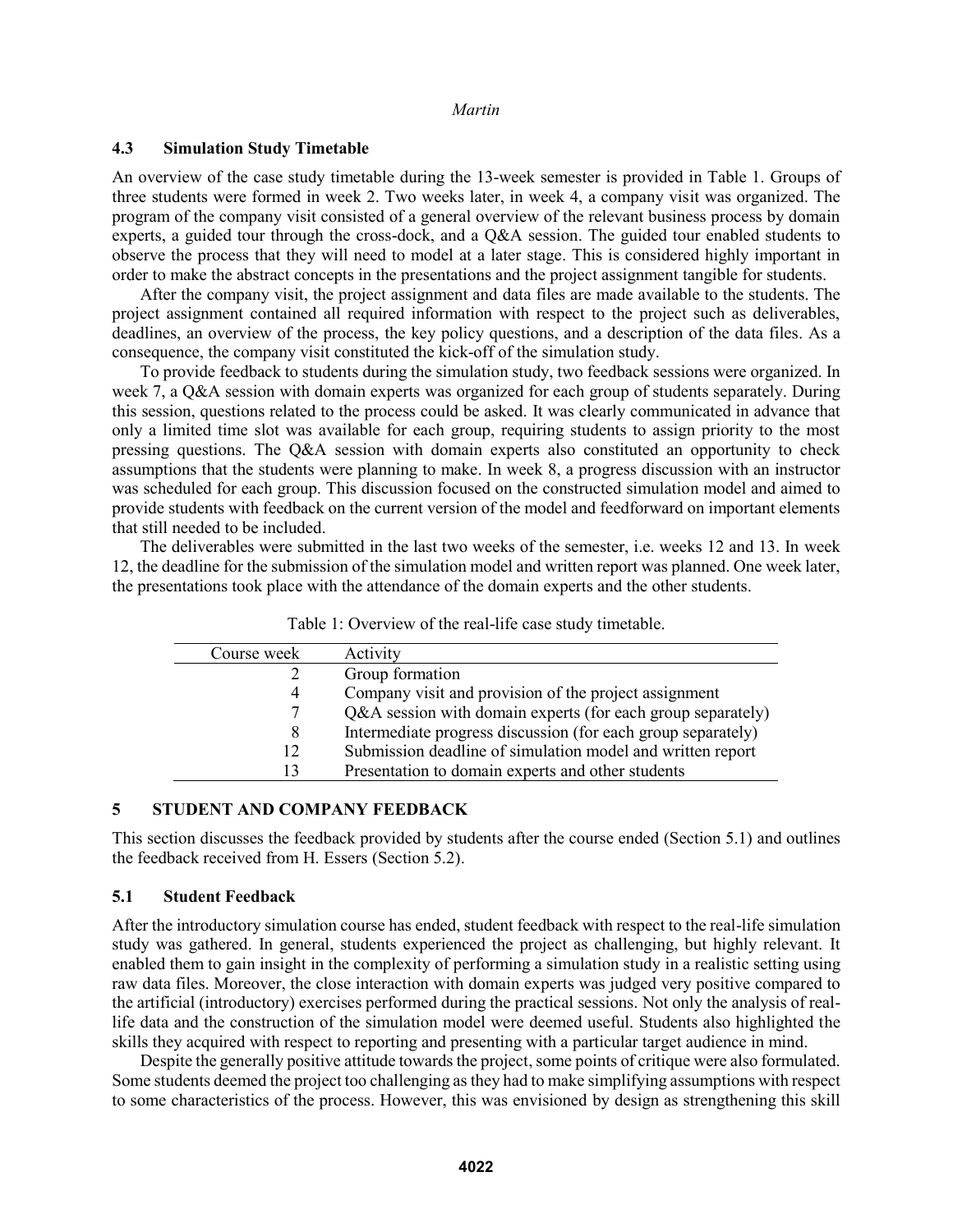### 4.3 Simulation Study Timetable

An overview of the case study timetable during the 13-week semester is provided in Table 1. Groups of three students were formed in week 2. Two weeks later, in week 4, a company visit was organized. The program of the company visit consisted of a general overview of the relevant business process by domain experts, a guided tour through the cross-dock, and a Q&A session. The guided tour enabled students to observe the process that they will need to model at a later stage. This is considered highly important in order to make the abstract concepts in the presentations and the project assignment tangible for students.

After the company visit, the project assignment and data files are made available to the students. The project assignment contained all required information with respect to the project such as deliverables, deadlines, an overview of the process, the key policy questions, and a description of the data files. As a consequence, the company visit constituted the kick-off of the simulation study.

To provide feedback to students during the simulation study, two feedback sessions were organized. In week 7, a Q&A session with domain experts was organized for each group of students separately. During this session, questions related to the process could be asked. It was clearly communicated in advance that only a limited time slot was available for each group, requiring students to assign priority to the most pressing questions. The Q&A session with domain experts also constituted an opportunity to check assumptions that the students were planning to make. In week 8, a progress discussion with an instructor was scheduled for each group. This discussion focused on the constructed simulation model and aimed to provide students with feedback on the current version of the model and feedforward on important elements that still needed to be included.

The deliverables were submitted in the last two weeks of the semester, i.e. weeks 12 and 13. In week 12, the deadline for the submission of the simulation model and written report was planned. One week later, the presentations took place with the attendance of the domain experts and the other students.

Table 1: Overview of the real-life case study timetable.

| Course week | Activity |
|---:|---|
| 2 | Group formation |
| 4 | Company visit and provision of the project assignment |
| 7 | Q&A session with domain experts (for each group separately) |
| 8 | Intermediate progress discussion (for each group separately) |
| 12 | Submission deadline of simulation model and written report |
| 13 | Presentation to domain experts and other students |

## 5 STUDENT AND COMPANY FEEDBACK

This section discusses the feedback provided by students after the course ended (Section 5.1) and outlines the feedback received from H. Essers (Section 5.2).

### 5.1 Student Feedback

After the introductory simulation course has ended, student feedback with respect to the real-life simulation study was gathered. In general, students experienced the project as challenging, but highly relevant. It enabled them to gain insight in the complexity of performing a simulation study in a realistic setting using raw data files. Moreover, the close interaction with domain experts was judged very positive compared to the artificial (introductory) exercises performed during the practical sessions. Not only the analysis of real-life data and the construction of the simulation model were deemed useful. Students also highlighted the skills they acquired with respect to reporting and presenting with a particular target audience in mind.

Despite the generally positive attitude towards the project, some points of critique were also formulated. Some students deemed the project too challenging as they had to make simplifying assumptions with respect to some characteristics of the process. However, this was envisioned by design as strengthening this skill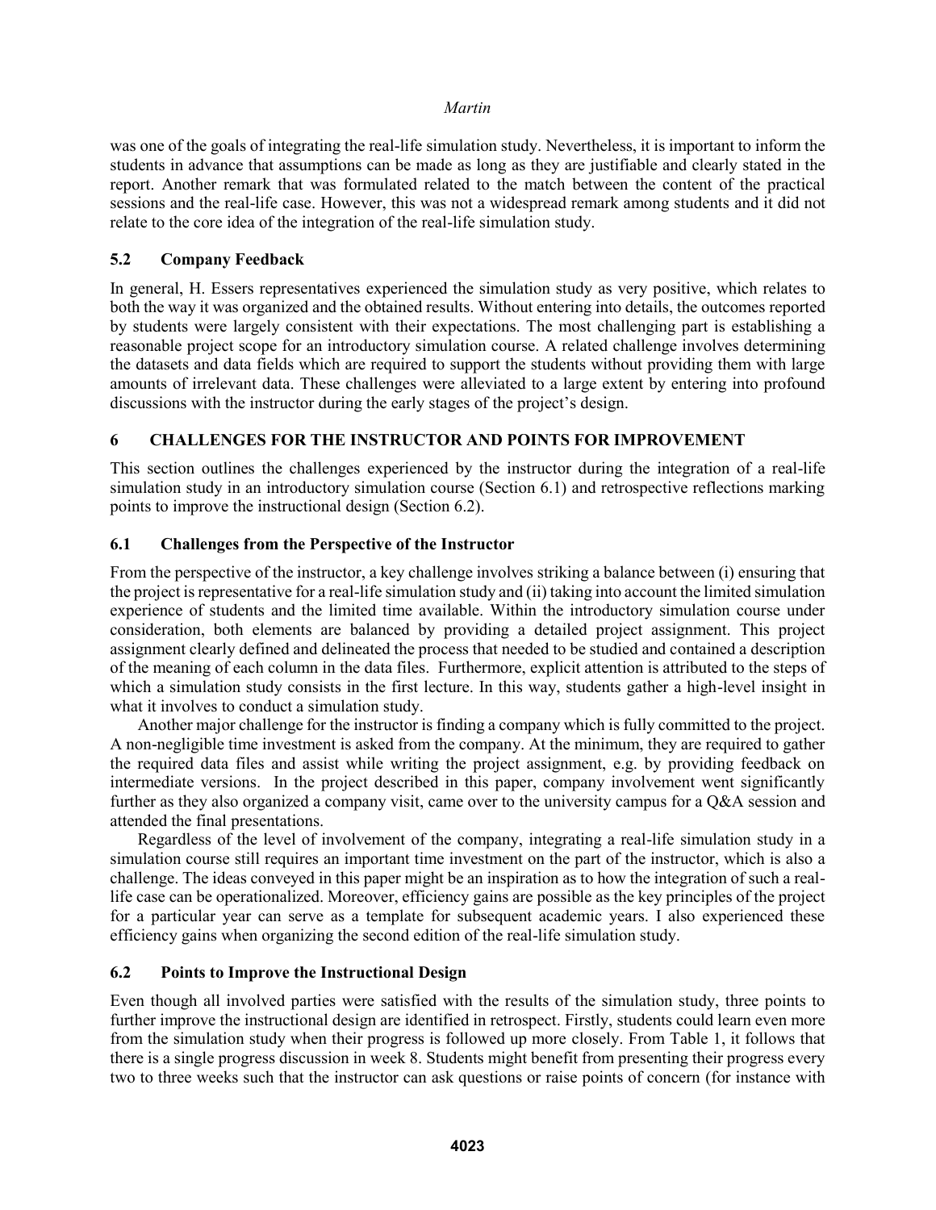was one of the goals of integrating the real-life simulation study. Nevertheless, it is important to inform the students in advance that assumptions can be made as long as they are justifiable and clearly stated in the report. Another remark that was formulated related to the match between the content of the practical sessions and the real-life case. However, this was not a widespread remark among students and it did not relate to the core idea of the integration of the real-life simulation study.

### 5.2 Company Feedback

In general, H. Essers representatives experienced the simulation study as very positive, which relates to both the way it was organized and the obtained results. Without entering into details, the outcomes reported by students were largely consistent with their expectations. The most challenging part is establishing a reasonable project scope for an introductory simulation course. A related challenge involves determining the datasets and data fields which are required to support the students without providing them with large amounts of irrelevant data. These challenges were alleviated to a large extent by entering into profound discussions with the instructor during the early stages of the project's design.

## 6 CHALLENGES FOR THE INSTRUCTOR AND POINTS FOR IMPROVEMENT

This section outlines the challenges experienced by the instructor during the integration of a real-life simulation study in an introductory simulation course (Section 6.1) and retrospective reflections marking points to improve the instructional design (Section 6.2).

### 6.1 Challenges from the Perspective of the Instructor

From the perspective of the instructor, a key challenge involves striking a balance between (i) ensuring that the project is representative for a real-life simulation study and (ii) taking into account the limited simulation experience of students and the limited time available. Within the introductory simulation course under consideration, both elements are balanced by providing a detailed project assignment. This project assignment clearly defined and delineated the process that needed to be studied and contained a description of the meaning of each column in the data files. Furthermore, explicit attention is attributed to the steps of which a simulation study consists in the first lecture. In this way, students gather a high-level insight in what it involves to conduct a simulation study.

Another major challenge for the instructor is finding a company which is fully committed to the project. A non-negligible time investment is asked from the company. At the minimum, they are required to gather the required data files and assist while writing the project assignment, e.g. by providing feedback on intermediate versions. In the project described in this paper, company involvement went significantly further as they also organized a company visit, came over to the university campus for a Q&A session and attended the final presentations.

Regardless of the level of involvement of the company, integrating a real-life simulation study in a simulation course still requires an important time investment on the part of the instructor, which is also a challenge. The ideas conveyed in this paper might be an inspiration as to how the integration of such a real-life case can be operationalized. Moreover, efficiency gains are possible as the key principles of the project for a particular year can serve as a template for subsequent academic years. I also experienced these efficiency gains when organizing the second edition of the real-life simulation study.

### 6.2 Points to Improve the Instructional Design

Even though all involved parties were satisfied with the results of the simulation study, three points to further improve the instructional design are identified in retrospect. Firstly, students could learn even more from the simulation study when their progress is followed up more closely. From Table 1, it follows that there is a single progress discussion in week 8. Students might benefit from presenting their progress every two to three weeks such that the instructor can ask questions or raise points of concern (for instance with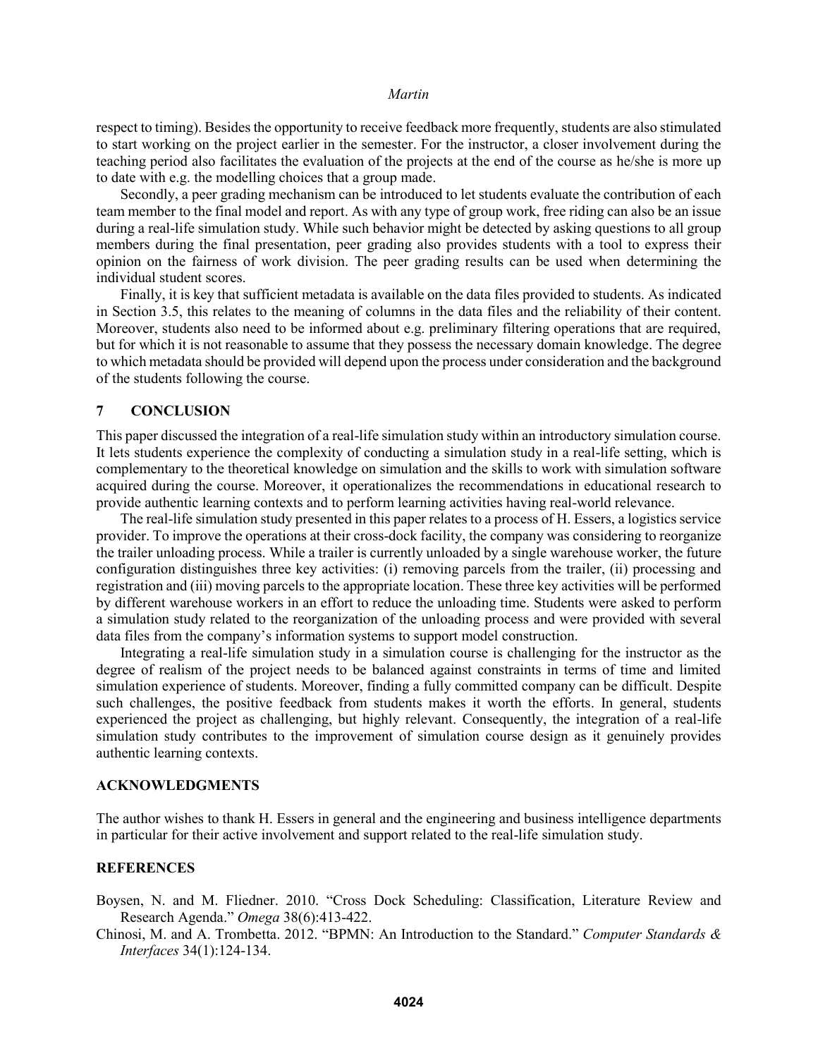respect to timing). Besides the opportunity to receive feedback more frequently, students are also stimulated to start working on the project earlier in the semester. For the instructor, a closer involvement during the teaching period also facilitates the evaluation of the projects at the end of the course as he/she is more up to date with e.g. the modelling choices that a group made.

Secondly, a peer grading mechanism can be introduced to let students evaluate the contribution of each team member to the final model and report. As with any type of group work, free riding can also be an issue during a real-life simulation study. While such behavior might be detected by asking questions to all group members during the final presentation, peer grading also provides students with a tool to express their opinion on the fairness of work division. The peer grading results can be used when determining the individual student scores.

Finally, it is key that sufficient metadata is available on the data files provided to students. As indicated in Section 3.5, this relates to the meaning of columns in the data files and the reliability of their content. Moreover, students also need to be informed about e.g. preliminary filtering operations that are required, but for which it is not reasonable to assume that they possess the necessary domain knowledge. The degree to which metadata should be provided will depend upon the process under consideration and the background of the students following the course.

## 7 CONCLUSION

This paper discussed the integration of a real-life simulation study within an introductory simulation course. It lets students experience the complexity of conducting a simulation study in a real-life setting, which is complementary to the theoretical knowledge on simulation and the skills to work with simulation software acquired during the course. Moreover, it operationalizes the recommendations in educational research to provide authentic learning contexts and to perform learning activities having real-world relevance.

The real-life simulation study presented in this paper relates to a process of H. Essers, a logistics service provider. To improve the operations at their cross-dock facility, the company was considering to reorganize the trailer unloading process. While a trailer is currently unloaded by a single warehouse worker, the future configuration distinguishes three key activities: (i) removing parcels from the trailer, (ii) processing and registration and (iii) moving parcels to the appropriate location. These three key activities will be performed by different warehouse workers in an effort to reduce the unloading time. Students were asked to perform a simulation study related to the reorganization of the unloading process and were provided with several data files from the company's information systems to support model construction.

Integrating a real-life simulation study in a simulation course is challenging for the instructor as the degree of realism of the project needs to be balanced against constraints in terms of time and limited simulation experience of students. Moreover, finding a fully committed company can be difficult. Despite such challenges, the positive feedback from students makes it worth the efforts. In general, students experienced the project as challenging, but highly relevant. Consequently, the integration of a real-life simulation study contributes to the improvement of simulation course design as it genuinely provides authentic learning contexts.

## ACKNOWLEDGMENTS

The author wishes to thank H. Essers in general and the engineering and business intelligence departments in particular for their active involvement and support related to the real-life simulation study.

## REFERENCES

Boysen, N. and M. Fliedner. 2010. "Cross Dock Scheduling: Classification, Literature Review and Research Agenda." *Omega* 38(6):413-422.

Chinosi, M. and A. Trombetta. 2012. "BPMN: An Introduction to the Standard." *Computer Standards & Interfaces* 34(1):124-134.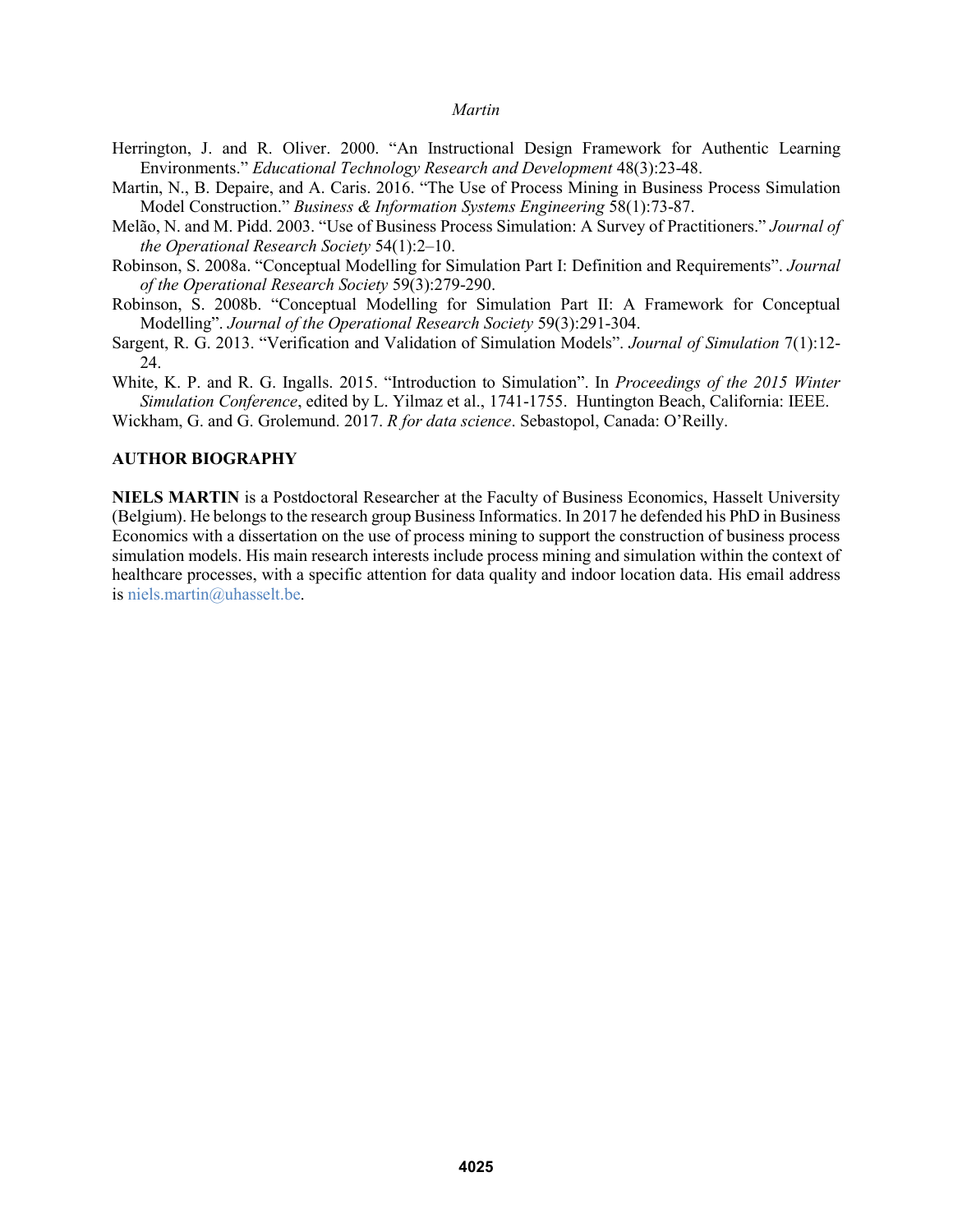Herrington, J. and R. Oliver. 2000. "An Instructional Design Framework for Authentic Learning Environments." *Educational Technology Research and Development* 48(3):23-48.

Martin, N., B. Depaire, and A. Caris. 2016. "The Use of Process Mining in Business Process Simulation Model Construction." *Business & Information Systems Engineering* 58(1):73-87.

Melão, N. and M. Pidd. 2003. "Use of Business Process Simulation: A Survey of Practitioners." *Journal of the Operational Research Society* 54(1):2–10.

Robinson, S. 2008a. "Conceptual Modelling for Simulation Part I: Definition and Requirements". *Journal of the Operational Research Society* 59(3):279-290.

Robinson, S. 2008b. "Conceptual Modelling for Simulation Part II: A Framework for Conceptual Modelling". *Journal of the Operational Research Society* 59(3):291-304.

Sargent, R. G. 2013. "Verification and Validation of Simulation Models". *Journal of Simulation* 7(1):12-24.

White, K. P. and R. G. Ingalls. 2015. "Introduction to Simulation". In *Proceedings of the 2015 Winter Simulation Conference*, edited by L. Yilmaz et al., 1741-1755. Huntington Beach, California: IEEE.

Wickham, G. and G. Grolemund. 2017. *R for data science*. Sebastopol, Canada: O'Reilly.

## AUTHOR BIOGRAPHY

**NIELS MARTIN** is a Postdoctoral Researcher at the Faculty of Business Economics, Hasselt University (Belgium). He belongs to the research group Business Informatics. In 2017 he defended his PhD in Business Economics with a dissertation on the use of process mining to support the construction of business process simulation models. His main research interests include process mining and simulation within the context of healthcare processes, with a specific attention for data quality and indoor location data. His email address is niels.martin@uhasselt.be.